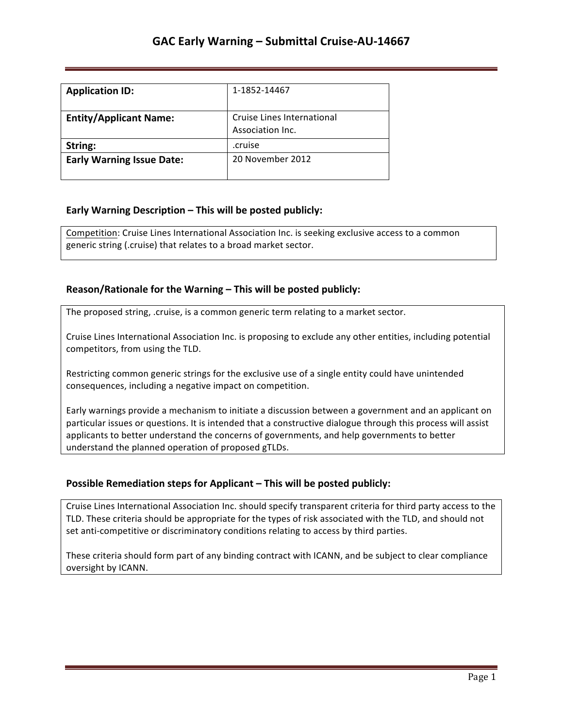# GAC Early Warning – Submittal Cruise-AU-14667

| **Application ID:** | 1-1852-14467 |
|---|---|
| **Entity/Applicant Name:** | Cruise Lines International Association Inc. |
| **String:** | .cruise |
| **Early Warning Issue Date:** | 20 November 2012 |

### Early Warning Description – This will be posted publicly:

Competition: Cruise Lines International Association Inc. is seeking exclusive access to a common generic string (.cruise) that relates to a broad market sector.

### Reason/Rationale for the Warning – This will be posted publicly:

The proposed string, .cruise, is a common generic term relating to a market sector.

Cruise Lines International Association Inc. is proposing to exclude any other entities, including potential competitors, from using the TLD.

Restricting common generic strings for the exclusive use of a single entity could have unintended consequences, including a negative impact on competition.

Early warnings provide a mechanism to initiate a discussion between a government and an applicant on particular issues or questions. It is intended that a constructive dialogue through this process will assist applicants to better understand the concerns of governments, and help governments to better understand the planned operation of proposed gTLDs.

### Possible Remediation steps for Applicant – This will be posted publicly:

Cruise Lines International Association Inc. should specify transparent criteria for third party access to the TLD. These criteria should be appropriate for the types of risk associated with the TLD, and should not set anti-competitive or discriminatory conditions relating to access by third parties.

These criteria should form part of any binding contract with ICANN, and be subject to clear compliance oversight by ICANN.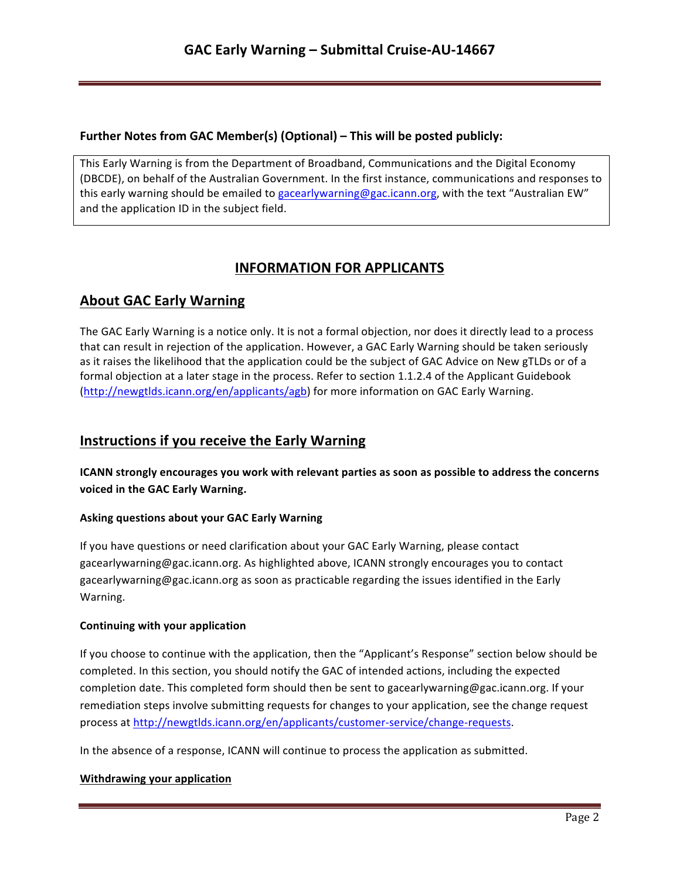**Further Notes from GAC Member(s) (Optional) – This will be posted publicly:**

This Early Warning is from the Department of Broadband, Communications and the Digital Economy (DBCDE), on behalf of the Australian Government. In the first instance, communications and responses to this early warning should be emailed to gacearlywarning@gac.icann.org, with the text "Australian EW" and the application ID in the subject field.

## INFORMATION FOR APPLICANTS

## About GAC Early Warning

The GAC Early Warning is a notice only. It is not a formal objection, nor does it directly lead to a process that can result in rejection of the application. However, a GAC Early Warning should be taken seriously as it raises the likelihood that the application could be the subject of GAC Advice on New gTLDs or of a formal objection at a later stage in the process. Refer to section 1.1.2.4 of the Applicant Guidebook (http://newgtlds.icann.org/en/applicants/agb) for more information on GAC Early Warning.

## Instructions if you receive the Early Warning

**ICANN strongly encourages you work with relevant parties as soon as possible to address the concerns voiced in the GAC Early Warning.**

#### Asking questions about your GAC Early Warning

If you have questions or need clarification about your GAC Early Warning, please contact gacearlywarning@gac.icann.org. As highlighted above, ICANN strongly encourages you to contact gacearlywarning@gac.icann.org as soon as practicable regarding the issues identified in the Early Warning.

#### Continuing with your application

If you choose to continue with the application, then the "Applicant's Response" section below should be completed. In this section, you should notify the GAC of intended actions, including the expected completion date. This completed form should then be sent to gacearlywarning@gac.icann.org. If your remediation steps involve submitting requests for changes to your application, see the change request process at http://newgtlds.icann.org/en/applicants/customer-service/change-requests.

In the absence of a response, ICANN will continue to process the application as submitted.

#### Withdrawing your application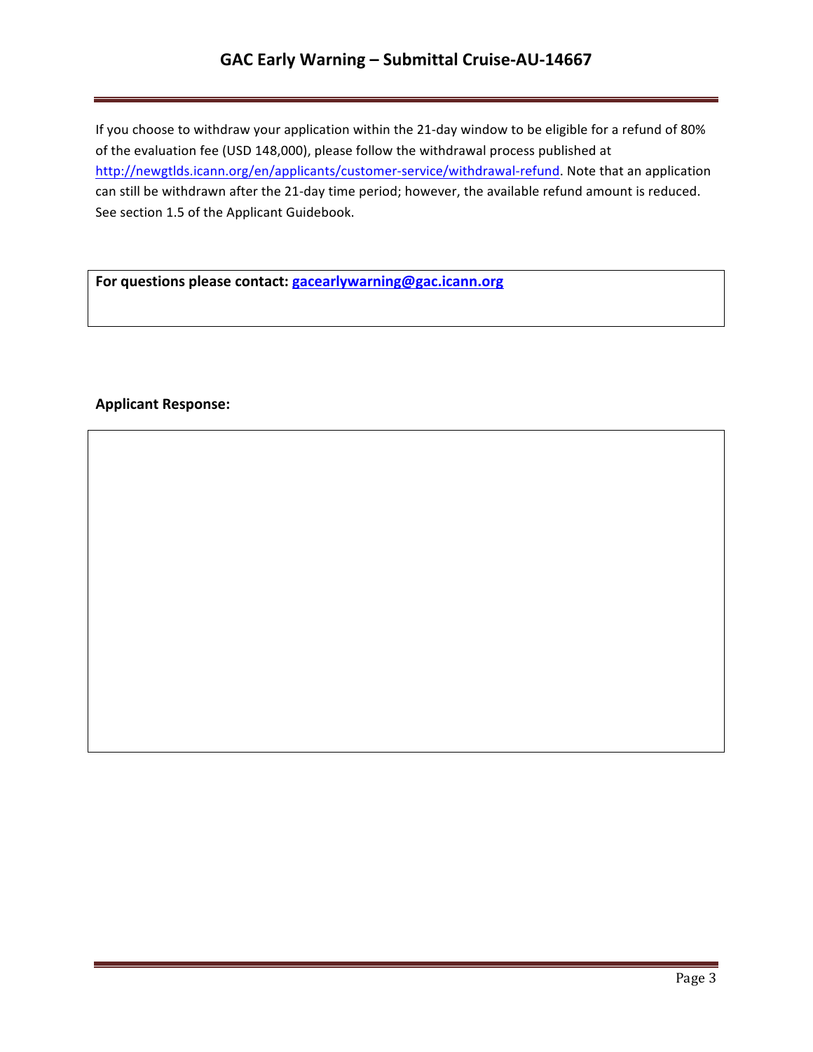If you choose to withdraw your application within the 21-day window to be eligible for a refund of 80% of the evaluation fee (USD 148,000), please follow the withdrawal process published at http://newgtlds.icann.org/en/applicants/customer-service/withdrawal-refund. Note that an application can still be withdrawn after the 21-day time period; however, the available refund amount is reduced. See section 1.5 of the Applicant Guidebook.

**For questions please contact: gacearlywarning@gac.icann.org**

**Applicant Response:**